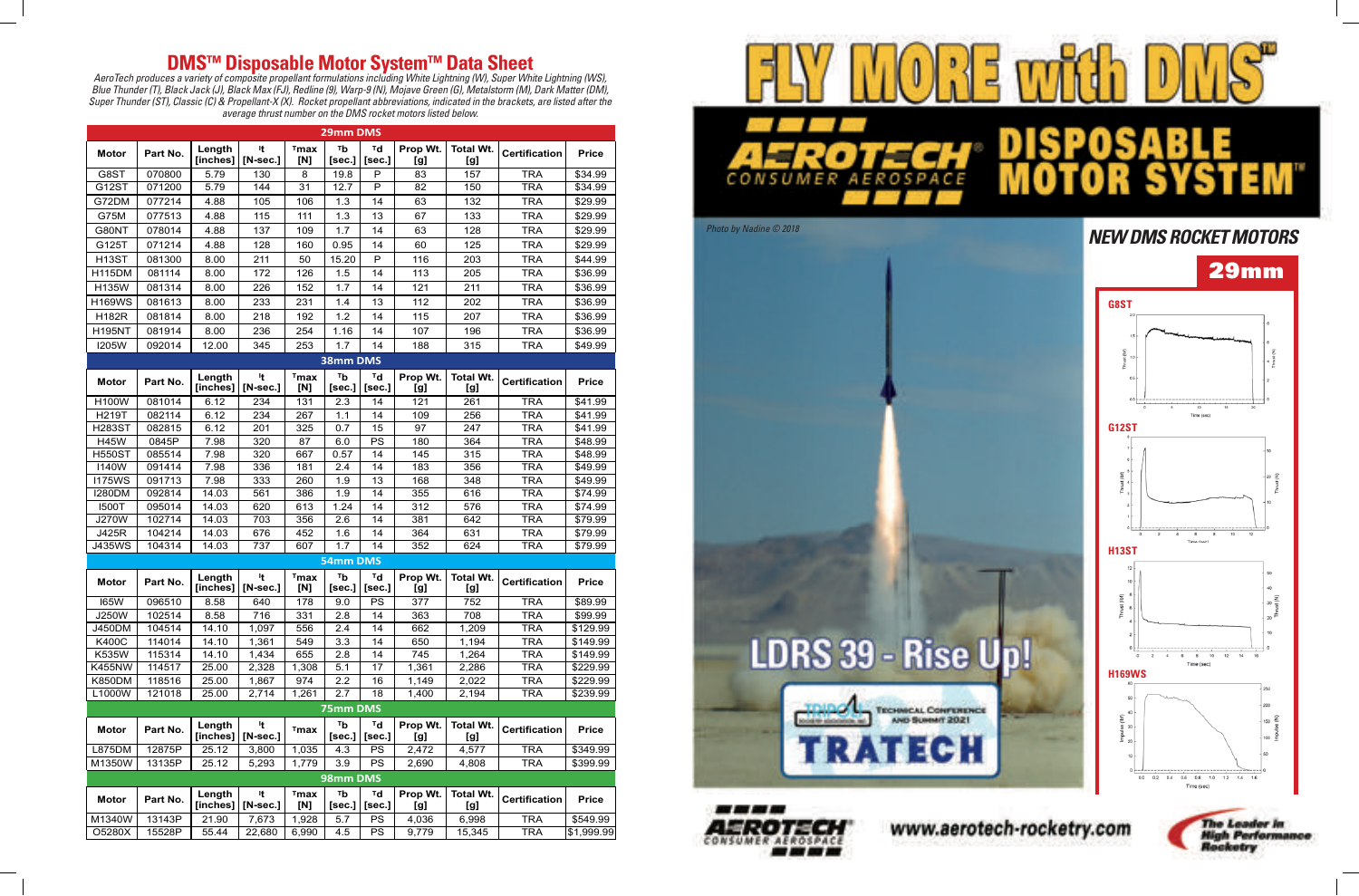# DMS™ Disposable Motor System™ Data Sheet

*AeroTech produces a variety of composite propellant formulations including White Lightning (W), Super White Lightning (WS), Blue Thunder (T), Black Jack (J), Black Max (FJ), Redline (9), Warp-9 (N), Mojave Green (G), Metalstorm (M), Dark Matter (DM), Super Thunder (ST), Classic (C) & Propellant-X (X). Rocket propellant abbreviations, indicated in the brackets, are listed after the average thrust number on the DMS rocket motors listed below.*

| Motor | Part No. | Length [inches] | $I_t$ [N-sec.] | $T_{max}$ [N] | $T_b$ [sec.] | $T_d$ [sec.] | Prop Wt. [g] | Total Wt. [g] | Certification | Price |
|---|---|---|---|---|---|---|---|---|---|---|
| **29mm DMS** | | | | | | | | | | |
| G8ST | 070800 | 5.79 | 130 | 8 | 19.8 | P | 83 | 157 | TRA | $34.99 |
| G12ST | 071200 | 5.79 | 144 | 31 | 12.7 | P | 82 | 150 | TRA | $34.99 |
| G72DM | 077214 | 4.88 | 105 | 106 | 1.3 | 14 | 63 | 132 | TRA | $29.99 |
| G75M | 077513 | 4.88 | 115 | 111 | 1.3 | 13 | 67 | 133 | TRA | $29.99 |
| G80NT | 078014 | 4.88 | 137 | 109 | 1.7 | 14 | 63 | 128 | TRA | $29.99 |
| G125T | 071214 | 4.88 | 128 | 160 | 0.95 | 14 | 60 | 125 | TRA | $29.99 |
| H13ST | 081300 | 8.00 | 211 | 50 | 15.20 | P | 116 | 203 | TRA | $44.99 |
| H115DM | 081114 | 8.00 | 172 | 126 | 1.5 | 14 | 113 | 205 | TRA | $36.99 |
| H135W | 081314 | 8.00 | 226 | 152 | 1.7 | 14 | 121 | 211 | TRA | $36.99 |
| H169WS | 081613 | 8.00 | 233 | 231 | 1.4 | 13 | 112 | 202 | TRA | $36.99 |
| H182R | 081814 | 8.00 | 218 | 192 | 1.2 | 14 | 115 | 207 | TRA | $36.99 |
| H195NT | 081914 | 8.00 | 236 | 254 | 1.16 | 14 | 107 | 196 | TRA | $36.99 |
| I205W | 092014 | 12.00 | 345 | 253 | 1.7 | 14 | 188 | 315 | TRA | $49.99 |
| **38mm DMS** | | | | | | | | | | |
| H100W | 081014 | 6.12 | 234 | 131 | 2.3 | 14 | 121 | 261 | TRA | $41.99 |
| H219T | 082114 | 6.12 | 234 | 267 | 1.1 | 14 | 109 | 256 | TRA | $41.99 |
| H283ST | 082815 | 6.12 | 201 | 325 | 0.7 | 15 | 97 | 247 | TRA | $41.99 |
| H45W | 0845P | 7.98 | 320 | 87 | 6.0 | PS | 180 | 364 | TRA | $48.99 |
| H550ST | 085514 | 7.98 | 320 | 667 | 0.57 | 14 | 145 | 315 | TRA | $48.99 |
| I140W | 091414 | 7.98 | 336 | 181 | 2.4 | 14 | 183 | 356 | TRA | $49.99 |
| I175WS | 091713 | 7.98 | 333 | 260 | 1.9 | 13 | 168 | 348 | TRA | $49.99 |
| I280DM | 092814 | 14.03 | 561 | 386 | 1.9 | 14 | 355 | 616 | TRA | $74.99 |
| I500T | 095014 | 14.03 | 620 | 613 | 1.24 | 14 | 312 | 576 | TRA | $74.99 |
| J270W | 102714 | 14.03 | 703 | 356 | 2.6 | 14 | 381 | 642 | TRA | $79.99 |
| J425R | 104214 | 14.03 | 676 | 452 | 1.6 | 14 | 364 | 631 | TRA | $79.99 |
| J435WS | 104314 | 14.03 | 737 | 607 | 1.7 | 14 | 352 | 624 | TRA | $79.99 |
| **54mm DMS** | | | | | | | | | | |
| I65W | 096510 | 8.58 | 640 | 178 | 9.0 | PS | 377 | 752 | TRA | $89.99 |
| J250W | 102514 | 8.58 | 716 | 331 | 2.8 | 14 | 363 | 708 | TRA | $99.99 |
| J450DM | 104514 | 14.10 | 1,097 | 556 | 2.4 | 14 | 662 | 1,209 | TRA | $129.99 |
| K400C | 114014 | 14.10 | 1,361 | 549 | 3.3 | 14 | 650 | 1,194 | TRA | $149.99 |
| K535W | 115314 | 14.10 | 1,434 | 655 | 2.8 | 14 | 745 | 1,264 | TRA | $149.99 |
| K455NW | 114517 | 25.00 | 2,328 | 1,308 | 5.1 | 17 | 1,361 | 2,286 | TRA | $229.99 |
| K850DM | 118516 | 25.00 | 1,867 | 974 | 2.2 | 16 | 1,149 | 2,022 | TRA | $229.99 |
| L1000W | 121018 | 25.00 | 2,714 | 1,261 | 2.7 | 18 | 1,400 | 2,194 | TRA | $239.99 |
| **75mm DMS** | | | | | | | | | | |
| L875DM | 12875P | 25.12 | 3,800 | 1,035 | 4.3 | PS | 2,472 | 4,577 | TRA | $349.99 |
| M1350W | 13135P | 25.12 | 5,293 | 1,779 | 3.9 | PS | 2,690 | 4,808 | TRA | $399.99 |
| **98mm DMS** | | | | | | | | | | |
| M1340W | 13143P | 21.90 | 7,673 | 1,928 | 5.7 | PS | 4,036 | 6,998 | TRA | $549.99 |
| O5280X | 15528P | 55.44 | 22,680 | 6,990 | 4.5 | PS | 9,779 | 15,345 | TRA | $1,999.99 |

# FLY MORE with DMS™

AEROTECH CONSUMER AEROSPACE — DISPOSABLE MOTOR SYSTEM™

Photo by Nadine © 2018

LDRS 39 - Rise Up!

TRIPOLI TECHNICAL CONFERENCE AND SUMMIT 2021 — TRATECH

## NEW DMS ROCKET MOTORS

### 29mm

G8ST

G12ST

H13ST

H169WS

www.aerotech-rocketry.com

The Leader in High Performance Rocketry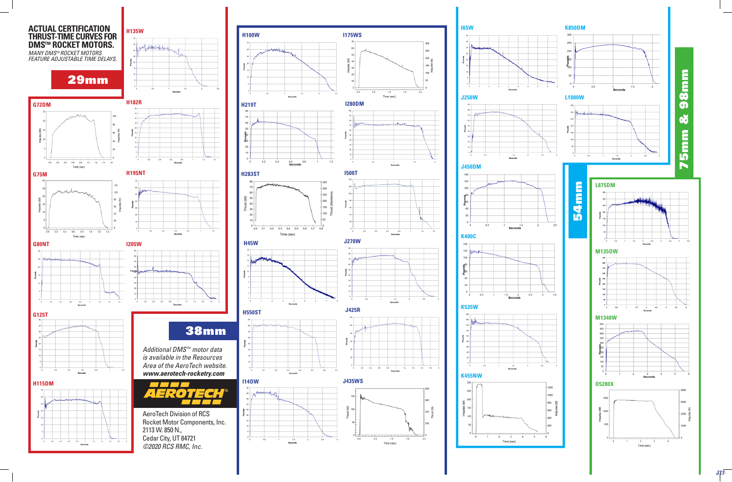# ACTUAL CERTIFICATION THRUST-TIME CURVES FOR DMS™ ROCKET MOTORS.

*MANY DMS™ ROCKET MOTORS FEATURE ADJUSTABLE TIME DELAYS.*

## 29mm

**H135W**

**G72DM**

**H182R**

**G75M**

**H195NT**

**G80NT**

**I205W**

**G125T**

**H115DM**

## 38mm

**H100W**

**I175WS**

**H219T**

**I280DM**

**H283ST**

**I500T**

**H45W**

**J270W**

**H550ST**

**J425R**

**I140W**

**J435WS**

*Additional DMS™ motor data is available in the Resources Area of the AeroTech website.*
***www.aerotech-rocketry.com***

AEROTECH®

AeroTech Division of RCS Rocket Motor Components, Inc.
2113 W. 850 N.,
Cedar City, UT 84721
*©2020 RCS RMC, Inc.*

## 54mm

**I65W**

**J250W**

**J450DM**

**K400C**

**K535W**

**K455NW**

## 75mm & 98mm

**K850DM**

**L1000W**

**L875DM**

**M1350W**

**M1340W**

**O5280X**